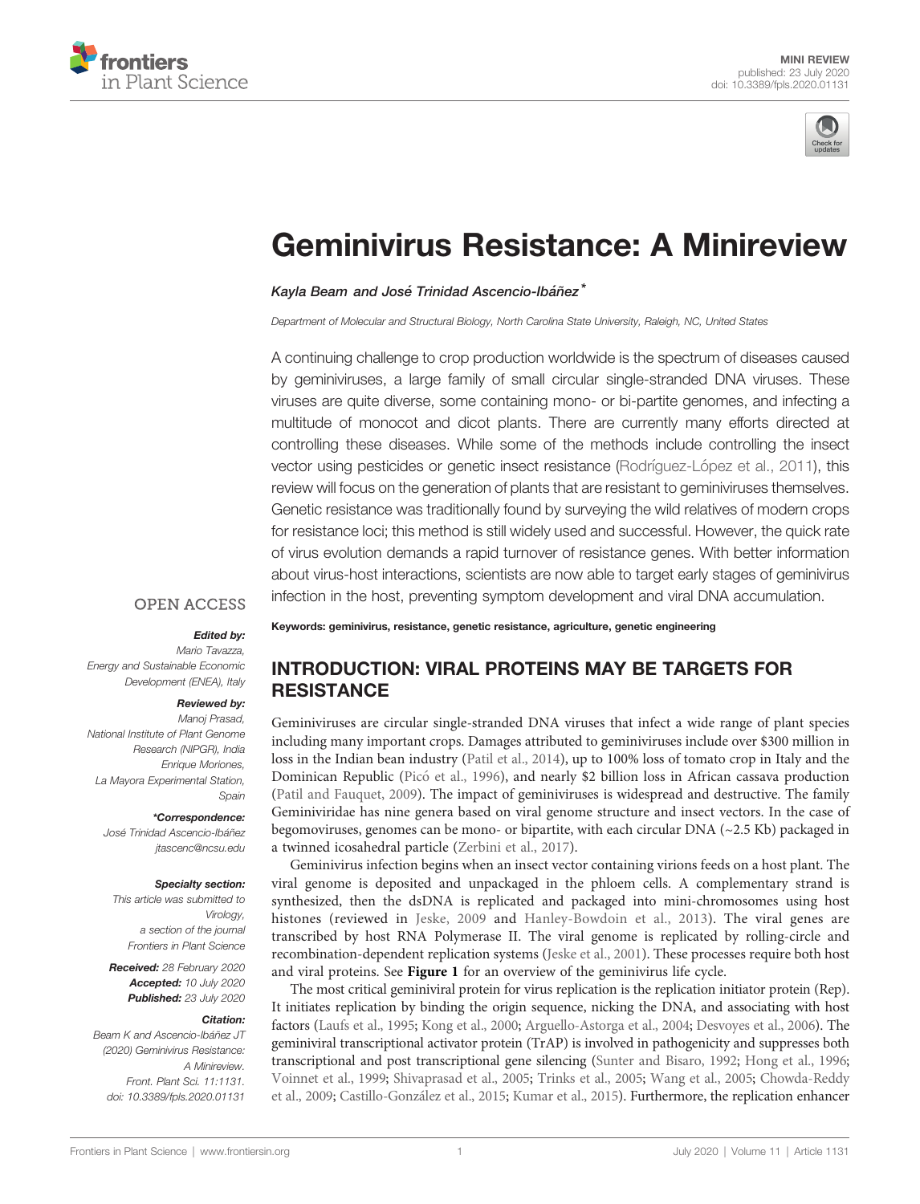MINI REVIEW
published: 23 July 2020
doi: 10.3389/fpls.2020.01131

# Geminivirus Resistance: A Minireview

*Kayla Beam and José Trinidad Ascencio-Ibáñez**

Department of Molecular and Structural Biology, North Carolina State University, Raleigh, NC, United States

A continuing challenge to crop production worldwide is the spectrum of diseases caused by geminiviruses, a large family of small circular single-stranded DNA viruses. These viruses are quite diverse, some containing mono- or bi-partite genomes, and infecting a multitude of monocot and dicot plants. There are currently many efforts directed at controlling these diseases. While some of the methods include controlling the insect vector using pesticides or genetic insect resistance (Rodríguez-López et al., 2011), this review will focus on the generation of plants that are resistant to geminiviruses themselves. Genetic resistance was traditionally found by surveying the wild relatives of modern crops for resistance loci; this method is still widely used and successful. However, the quick rate of virus evolution demands a rapid turnover of resistance genes. With better information about virus-host interactions, scientists are now able to target early stages of geminivirus infection in the host, preventing symptom development and viral DNA accumulation.

**Keywords: geminivirus, resistance, genetic resistance, agriculture, genetic engineering**

OPEN ACCESS

***Edited by:***
*Mario Tavazza,*
*Energy and Sustainable Economic Development (ENEA), Italy*

***Reviewed by:***
*Manoj Prasad,*
*National Institute of Plant Genome Research (NIPGR), India*
*Enrique Moriones,*
*La Mayora Experimental Station, Spain*

****Correspondence:***
*José Trinidad Ascencio-Ibáñez*
*jtascenc@ncsu.edu*

***Specialty section:***
*This article was submitted to Virology, a section of the journal Frontiers in Plant Science*

***Received:*** *28 February 2020*
***Accepted:*** *10 July 2020*
***Published:*** *23 July 2020*

***Citation:***
*Beam K and Ascencio-Ibáñez JT (2020) Geminivirus Resistance: A Minireview. Front. Plant Sci. 11:1131. doi: 10.3389/fpls.2020.01131*

## INTRODUCTION: VIRAL PROTEINS MAY BE TARGETS FOR RESISTANCE

Geminiviruses are circular single-stranded DNA viruses that infect a wide range of plant species including many important crops. Damages attributed to geminiviruses include over $300 million in loss in the Indian bean industry (Patil et al., 2014), up to 100% loss of tomato crop in Italy and the Dominican Republic (Picó et al., 1996), and nearly $2 billion loss in African cassava production (Patil and Fauquet, 2009). The impact of geminiviruses is widespread and destructive. The family Geminiviridae has nine genera based on viral genome structure and insect vectors. In the case of begomoviruses, genomes can be mono- or bipartite, with each circular DNA (~2.5 Kb) packaged in a twinned icosahedral particle (Zerbini et al., 2017).

Geminivirus infection begins when an insect vector containing virions feeds on a host plant. The viral genome is deposited and unpackaged in the phloem cells. A complementary strand is synthesized, then the dsDNA is replicated and packaged into mini-chromosomes using host histones (reviewed in Jeske, 2009 and Hanley-Bowdoin et al., 2013). The viral genes are transcribed by host RNA Polymerase II. The viral genome is replicated by rolling-circle and recombination-dependent replication systems (Jeske et al., 2001). These processes require both host and viral proteins. See **Figure 1** for an overview of the geminivirus life cycle.

The most critical geminiviral protein for virus replication is the replication initiator protein (Rep). It initiates replication by binding the origin sequence, nicking the DNA, and associating with host factors (Laufs et al., 1995; Kong et al., 2000; Arguello-Astorga et al., 2004; Desvoyes et al., 2006). The geminiviral transcriptional activator protein (TrAP) is involved in pathogenicity and suppresses both transcriptional and post transcriptional gene silencing (Sunter and Bisaro, 1992; Hong et al., 1996; Voinnet et al., 1999; Shivaprasad et al., 2005; Trinks et al., 2005; Wang et al., 2005; Chowda-Reddy et al., 2009; Castillo-González et al., 2015; Kumar et al., 2015). Furthermore, the replication enhancer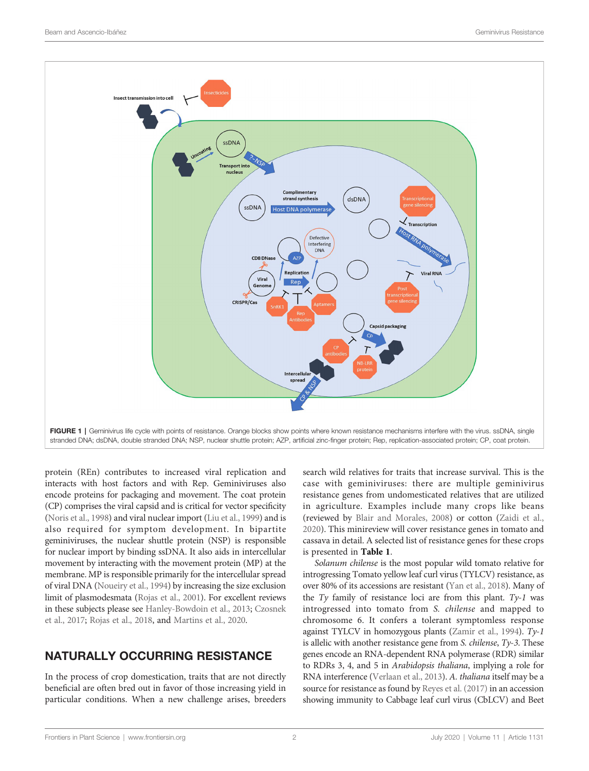**FIGURE 1** | Geminivirus life cycle with points of resistance. Orange blocks show points where known resistance mechanisms interfere with the virus. ssDNA, single stranded DNA; dsDNA, double stranded DNA; NSP, nuclear shuttle protein; AZP, artificial zinc-finger protein; Rep, replication-associated protein; CP, coat protein.

protein (REn) contributes to increased viral replication and interacts with host factors and with Rep. Geminiviruses also encode proteins for packaging and movement. The coat protein (CP) comprises the viral capsid and is critical for vector specificity (Noris et al., 1998) and viral nuclear import (Liu et al., 1999) and is also required for symptom development. In bipartite geminiviruses, the nuclear shuttle protein (NSP) is responsible for nuclear import by binding ssDNA. It also aids in intercellular movement by interacting with the movement protein (MP) at the membrane. MP is responsible primarily for the intercellular spread of viral DNA (Noueiry et al., 1994) by increasing the size exclusion limit of plasmodesmata (Rojas et al., 2001). For excellent reviews in these subjects please see Hanley-Bowdoin et al., 2013; Czosnek et al., 2017; Rojas et al., 2018, and Martins et al., 2020.

## NATURALLY OCCURRING RESISTANCE

In the process of crop domestication, traits that are not directly beneficial are often bred out in favor of those increasing yield in particular conditions. When a new challenge arises, breeders search wild relatives for traits that increase survival. This is the case with geminiviruses: there are multiple geminivirus resistance genes from undomesticated relatives that are utilized in agriculture. Examples include many crops like beans (reviewed by Blair and Morales, 2008) or cotton (Zaidi et al., 2020). This minireview will cover resistance genes in tomato and cassava in detail. A selected list of resistance genes for these crops is presented in **Table 1**.

*Solanum chilense* is the most popular wild tomato relative for introgressing Tomato yellow leaf curl virus (TYLCV) resistance, as over 80% of its accessions are resistant (Yan et al., 2018). Many of the *Ty* family of resistance loci are from this plant. *Ty-1* was introgressed into tomato from *S. chilense* and mapped to chromosome 6. It confers a tolerant symptomless response against TYLCV in homozygous plants (Zamir et al., 1994). *Ty-1* is allelic with another resistance gene from *S. chilense*, *Ty-3*. These genes encode an RNA-dependent RNA polymerase (RDR) similar to RDRs 3, 4, and 5 in *Arabidopsis thaliana*, implying a role for RNA interference (Verlaan et al., 2013). *A. thaliana* itself may be a source for resistance as found by Reyes et al. (2017) in an accession showing immunity to Cabbage leaf curl virus (CbLCV) and Beet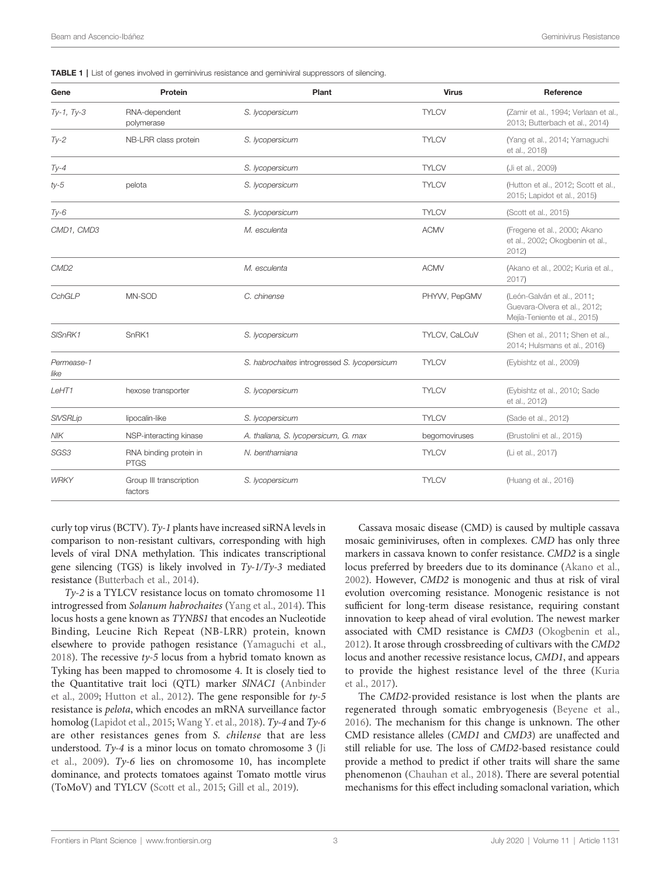**TABLE 1** | List of genes involved in geminivirus resistance and geminiviral suppressors of silencing.

| Gene | Protein | Plant | Virus | Reference |
|---|---|---|---|---|
| *Ty-1, Ty-3* | RNA-dependent polymerase | *S. lycopersicum* | TYLCV | (Zamir et al., 1994; Verlaan et al., 2013; Butterbach et al., 2014) |
| *Ty-2* | NB-LRR class protein | *S. lycopersicum* | TYLCV | (Yang et al., 2014; Yamaguchi et al., 2018) |
| *Ty-4* | | *S. lycopersicum* | TYLCV | (Ji et al., 2009) |
| *ty-5* | pelota | *S. lycopersicum* | TYLCV | (Hutton et al., 2012; Scott et al., 2015; Lapidot et al., 2015) |
| *Ty-6* | | *S. lycopersicum* | TYLCV | (Scott et al., 2015) |
| *CMD1, CMD3* | | *M. esculenta* | ACMV | (Fregene et al., 2000; Akano et al., 2002; Okogbenin et al., 2012) |
| *CMD2* | | *M. esculenta* | ACMV | (Akano et al., 2002; Kuria et al., 2017) |
| *CchGLP* | MN-SOD | *C. chinense* | PHYVV, PepGMV | (León-Galván et al., 2011; Guevara-Olvera et al., 2012; Mejía-Teniente et al., 2015) |
| *SlSnRK1* | SnRK1 | *S. lycopersicum* | TYLCV, CaLCuV | (Shen et al., 2011; Shen et al., 2014; Hulsmans et al., 2016) |
| *Permease-1 like* | | *S. habrochaites* introgressed *S. lycopersicum* | TYLCV | (Eybishtz et al., 2009) |
| *LeHT1* | hexose transporter | *S. lycopersicum* | TYLCV | (Eybishtz et al., 2010; Sade et al., 2012) |
| *SlVSRLip* | lipocalin-like | *S. lycopersicum* | TYLCV | (Sade et al., 2012) |
| *NIK* | NSP-interacting kinase | *A. thaliana, S. lycopersicum, G. max* | begomoviruses | (Brustolini et al., 2015) |
| *SGS3* | RNA binding protein in PTGS | *N. benthamiana* | TYLCV | (Li et al., 2017) |
| *WRKY* | Group III transcription factors | *S. lycopersicum* | TYLCV | (Huang et al., 2016) |

curly top virus (BCTV). *Ty-1* plants have increased siRNA levels in comparison to non-resistant cultivars, corresponding with high levels of viral DNA methylation. This indicates transcriptional gene silencing (TGS) is likely involved in *Ty-1/Ty-3* mediated resistance (Butterbach et al., 2014).

*Ty-2* is a TYLCV resistance locus on tomato chromosome 11 introgressed from *Solanum habrochaites* (Yang et al., 2014). This locus hosts a gene known as *TYNBS1* that encodes an Nucleotide Binding, Leucine Rich Repeat (NB-LRR) protein, known elsewhere to provide pathogen resistance (Yamaguchi et al., 2018). The recessive *ty-5* locus from a hybrid tomato known as Tyking has been mapped to chromosome 4. It is closely tied to the Quantitative trait loci (QTL) marker *SlNAC1* (Anbinder et al., 2009; Hutton et al., 2012). The gene responsible for *ty-5* resistance is *pelota*, which encodes an mRNA surveillance factor homolog (Lapidot et al., 2015; Wang Y. et al., 2018). *Ty-4* and *Ty-6* are other resistances genes from *S. chilense* that are less understood. *Ty-4* is a minor locus on tomato chromosome 3 (Ji et al., 2009). *Ty-6* lies on chromosome 10, has incomplete dominance, and protects tomatoes against Tomato mottle virus (ToMoV) and TYLCV (Scott et al., 2015; Gill et al., 2019).

Cassava mosaic disease (CMD) is caused by multiple cassava mosaic geminiviruses, often in complexes. *CMD* has only three markers in cassava known to confer resistance. *CMD2* is a single locus preferred by breeders due to its dominance (Akano et al., 2002). However, *CMD2* is monogenic and thus at risk of viral evolution overcoming resistance. Monogenic resistance is not sufficient for long-term disease resistance, requiring constant innovation to keep ahead of viral evolution. The newest marker associated with CMD resistance is *CMD3* (Okogbenin et al., 2012). It arose through crossbreeding of cultivars with the *CMD2* locus and another recessive resistance locus, *CMD1*, and appears to provide the highest resistance level of the three (Kuria et al., 2017).

The *CMD2*-provided resistance is lost when the plants are regenerated through somatic embryogenesis (Beyene et al., 2016). The mechanism for this change is unknown. The other CMD resistance alleles (*CMD1* and *CMD3*) are unaffected and still reliable for use. The loss of *CMD2*-based resistance could provide a method to predict if other traits will share the same phenomenon (Chauhan et al., 2018). There are several potential mechanisms for this effect including somaclonal variation, which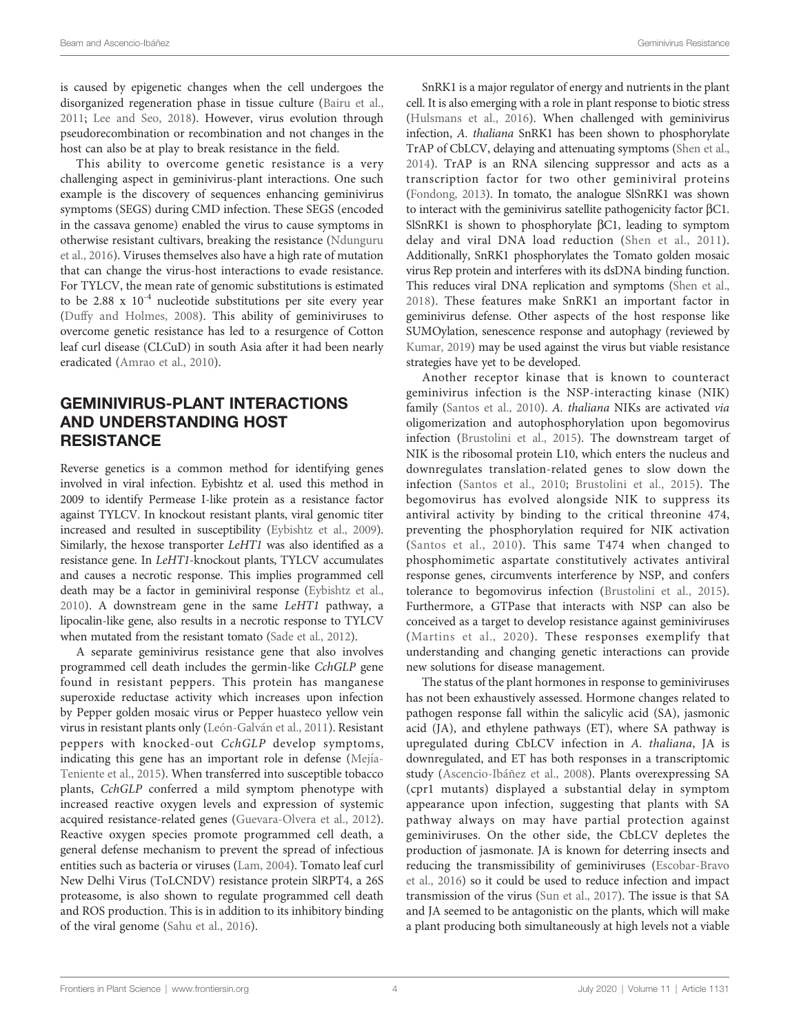is caused by epigenetic changes when the cell undergoes the disorganized regeneration phase in tissue culture (Bairu et al., 2011; Lee and Seo, 2018). However, virus evolution through pseudorecombination or recombination and not changes in the host can also be at play to break resistance in the field.

This ability to overcome genetic resistance is a very challenging aspect in geminivirus-plant interactions. One such example is the discovery of sequences enhancing geminivirus symptoms (SEGS) during CMD infection. These SEGS (encoded in the cassava genome) enabled the virus to cause symptoms in otherwise resistant cultivars, breaking the resistance (Ndunguru et al., 2016). Viruses themselves also have a high rate of mutation that can change the virus-host interactions to evade resistance. For TYLCV, the mean rate of genomic substitutions is estimated to be 2.88 x $10^{-4}$ nucleotide substitutions per site every year (Duffy and Holmes, 2008). This ability of geminiviruses to overcome genetic resistance has led to a resurgence of Cotton leaf curl disease (CLCuD) in south Asia after it had been nearly eradicated (Amrao et al., 2010).

## GEMINIVIRUS-PLANT INTERACTIONS AND UNDERSTANDING HOST RESISTANCE

Reverse genetics is a common method for identifying genes involved in viral infection. Eybishtz et al. used this method in 2009 to identify Permease I-like protein as a resistance factor against TYLCV. In knockout resistant plants, viral genomic titer increased and resulted in susceptibility (Eybishtz et al., 2009). Similarly, the hexose transporter *LeHT1* was also identified as a resistance gene. In *LeHT1*-knockout plants, TYLCV accumulates and causes a necrotic response. This implies programmed cell death may be a factor in geminiviral response (Eybishtz et al., 2010). A downstream gene in the same *LeHT1* pathway, a lipocalin-like gene, also results in a necrotic response to TYLCV when mutated from the resistant tomato (Sade et al., 2012).

A separate geminivirus resistance gene that also involves programmed cell death includes the germin-like *CchGLP* gene found in resistant peppers. This protein has manganese superoxide reductase activity which increases upon infection by Pepper golden mosaic virus or Pepper huasteco yellow vein virus in resistant plants only (León-Galván et al., 2011). Resistant peppers with knocked-out *CchGLP* develop symptoms, indicating this gene has an important role in defense (Mejía-Teniente et al., 2015). When transferred into susceptible tobacco plants, *CchGLP* conferred a mild symptom phenotype with increased reactive oxygen levels and expression of systemic acquired resistance-related genes (Guevara-Olvera et al., 2012). Reactive oxygen species promote programmed cell death, a general defense mechanism to prevent the spread of infectious entities such as bacteria or viruses (Lam, 2004). Tomato leaf curl New Delhi Virus (ToLCNDV) resistance protein SlRPT4, a 26S proteasome, is also shown to regulate programmed cell death and ROS production. This is in addition to its inhibitory binding of the viral genome (Sahu et al., 2016).

SnRK1 is a major regulator of energy and nutrients in the plant cell. It is also emerging with a role in plant response to biotic stress (Hulsmans et al., 2016). When challenged with geminivirus infection, *A. thaliana* SnRK1 has been shown to phosphorylate TrAP of CbLCV, delaying and attenuating symptoms (Shen et al., 2014). TrAP is an RNA silencing suppressor and acts as a transcription factor for two other geminiviral proteins (Fondong, 2013). In tomato, the analogue SlSnRK1 was shown to interact with the geminivirus satellite pathogenicity factor βC1. SlSnRK1 is shown to phosphorylate βC1, leading to symptom delay and viral DNA load reduction (Shen et al., 2011). Additionally, SnRK1 phosphorylates the Tomato golden mosaic virus Rep protein and interferes with its dsDNA binding function. This reduces viral DNA replication and symptoms (Shen et al., 2018). These features make SnRK1 an important factor in geminivirus defense. Other aspects of the host response like SUMOylation, senescence response and autophagy (reviewed by Kumar, 2019) may be used against the virus but viable resistance strategies have yet to be developed.

Another receptor kinase that is known to counteract geminivirus infection is the NSP-interacting kinase (NIK) family (Santos et al., 2010). *A. thaliana* NIKs are activated *via* oligomerization and autophosphorylation upon begomovirus infection (Brustolini et al., 2015). The downstream target of NIK is the ribosomal protein L10, which enters the nucleus and downregulates translation-related genes to slow down the infection (Santos et al., 2010; Brustolini et al., 2015). The begomovirus has evolved alongside NIK to suppress its antiviral activity by binding to the critical threonine 474, preventing the phosphorylation required for NIK activation (Santos et al., 2010). This same T474 when changed to phosphomimetic aspartate constitutively activates antiviral response genes, circumvents interference by NSP, and confers tolerance to begomovirus infection (Brustolini et al., 2015). Furthermore, a GTPase that interacts with NSP can also be conceived as a target to develop resistance against geminiviruses (Martins et al., 2020). These responses exemplify that understanding and changing genetic interactions can provide new solutions for disease management.

The status of the plant hormones in response to geminiviruses has not been exhaustively assessed. Hormone changes related to pathogen response fall within the salicylic acid (SA), jasmonic acid (JA), and ethylene pathways (ET), where SA pathway is upregulated during CbLCV infection in *A. thaliana*, JA is downregulated, and ET has both responses in a transcriptomic study (Ascencio-Ibáñez et al., 2008). Plants overexpressing SA (cpr1 mutants) displayed a substantial delay in symptom appearance upon infection, suggesting that plants with SA pathway always on may have partial protection against geminiviruses. On the other side, the CbLCV depletes the production of jasmonate. JA is known for deterring insects and reducing the transmissibility of geminiviruses (Escobar-Bravo et al., 2016) so it could be used to reduce infection and impact transmission of the virus (Sun et al., 2017). The issue is that SA and JA seemed to be antagonistic on the plants, which will make a plant producing both simultaneously at high levels not a viable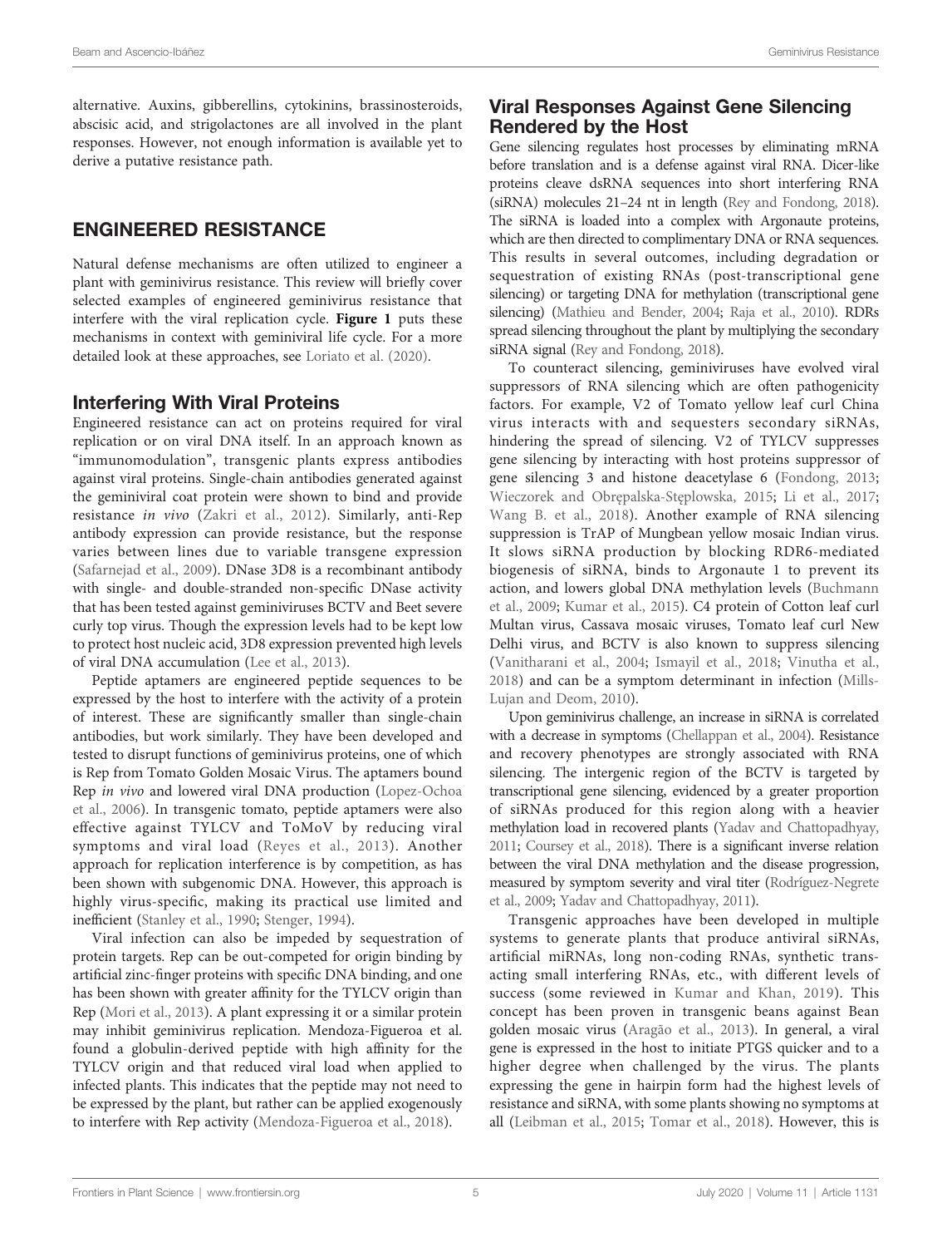alternative. Auxins, gibberellins, cytokinins, brassinosteroids, abscisic acid, and strigolactones are all involved in the plant responses. However, not enough information is available yet to derive a putative resistance path.

## ENGINEERED RESISTANCE

Natural defense mechanisms are often utilized to engineer a plant with geminivirus resistance. This review will briefly cover selected examples of engineered geminivirus resistance that interfere with the viral replication cycle. **Figure 1** puts these mechanisms in context with geminiviral life cycle. For a more detailed look at these approaches, see Loriato et al. (2020).

### Interfering With Viral Proteins

Engineered resistance can act on proteins required for viral replication or on viral DNA itself. In an approach known as "immunomodulation", transgenic plants express antibodies against viral proteins. Single-chain antibodies generated against the geminiviral coat protein were shown to bind and provide resistance *in vivo* (Zakri et al., 2012). Similarly, anti-Rep antibody expression can provide resistance, but the response varies between lines due to variable transgene expression (Safarnejad et al., 2009). DNase 3D8 is a recombinant antibody with single- and double-stranded non-specific DNase activity that has been tested against geminiviruses BCTV and Beet severe curly top virus. Though the expression levels had to be kept low to protect host nucleic acid, 3D8 expression prevented high levels of viral DNA accumulation (Lee et al., 2013).

Peptide aptamers are engineered peptide sequences to be expressed by the host to interfere with the activity of a protein of interest. These are significantly smaller than single-chain antibodies, but work similarly. They have been developed and tested to disrupt functions of geminivirus proteins, one of which is Rep from Tomato Golden Mosaic Virus. The aptamers bound Rep *in vivo* and lowered viral DNA production (Lopez-Ochoa et al., 2006). In transgenic tomato, peptide aptamers were also effective against TYLCV and ToMoV by reducing viral symptoms and viral load (Reyes et al., 2013). Another approach for replication interference is by competition, as has been shown with subgenomic DNA. However, this approach is highly virus-specific, making its practical use limited and inefficient (Stanley et al., 1990; Stenger, 1994).

Viral infection can also be impeded by sequestration of protein targets. Rep can be out-competed for origin binding by artificial zinc-finger proteins with specific DNA binding, and one has been shown with greater affinity for the TYLCV origin than Rep (Mori et al., 2013). A plant expressing it or a similar protein may inhibit geminivirus replication. Mendoza-Figueroa et al. found a globulin-derived peptide with high affinity for the TYLCV origin and that reduced viral load when applied to infected plants. This indicates that the peptide may not need to be expressed by the plant, but rather can be applied exogenously to interfere with Rep activity (Mendoza-Figueroa et al., 2018).

### Viral Responses Against Gene Silencing Rendered by the Host

Gene silencing regulates host processes by eliminating mRNA before translation and is a defense against viral RNA. Dicer-like proteins cleave dsRNA sequences into short interfering RNA (siRNA) molecules 21–24 nt in length (Rey and Fondong, 2018). The siRNA is loaded into a complex with Argonaute proteins, which are then directed to complimentary DNA or RNA sequences. This results in several outcomes, including degradation or sequestration of existing RNAs (post-transcriptional gene silencing) or targeting DNA for methylation (transcriptional gene silencing) (Mathieu and Bender, 2004; Raja et al., 2010). RDRs spread silencing throughout the plant by multiplying the secondary siRNA signal (Rey and Fondong, 2018).

To counteract silencing, geminiviruses have evolved viral suppressors of RNA silencing which are often pathogenicity factors. For example, V2 of Tomato yellow leaf curl China virus interacts with and sequesters secondary siRNAs, hindering the spread of silencing. V2 of TYLCV suppresses gene silencing by interacting with host proteins suppressor of gene silencing 3 and histone deacetylase 6 (Fondong, 2013; Wieczorek and Obrępalska-Stęplowska, 2015; Li et al., 2017; Wang B. et al., 2018). Another example of RNA silencing suppression is TrAP of Mungbean yellow mosaic Indian virus. It slows siRNA production by blocking RDR6-mediated biogenesis of siRNA, binds to Argonaute 1 to prevent its action, and lowers global DNA methylation levels (Buchmann et al., 2009; Kumar et al., 2015). C4 protein of Cotton leaf curl Multan virus, Cassava mosaic viruses, Tomato leaf curl New Delhi virus, and BCTV is also known to suppress silencing (Vanitharani et al., 2004; Ismayil et al., 2018; Vinutha et al., 2018) and can be a symptom determinant in infection (Mills-Lujan and Deom, 2010).

Upon geminivirus challenge, an increase in siRNA is correlated with a decrease in symptoms (Chellappan et al., 2004). Resistance and recovery phenotypes are strongly associated with RNA silencing. The intergenic region of the BCTV is targeted by transcriptional gene silencing, evidenced by a greater proportion of siRNAs produced for this region along with a heavier methylation load in recovered plants (Yadav and Chattopadhyay, 2011; Coursey et al., 2018). There is a significant inverse relation between the viral DNA methylation and the disease progression, measured by symptom severity and viral titer (Rodríguez-Negrete et al., 2009; Yadav and Chattopadhyay, 2011).

Transgenic approaches have been developed in multiple systems to generate plants that produce antiviral siRNAs, artificial miRNAs, long non-coding RNAs, synthetic trans-acting small interfering RNAs, etc., with different levels of success (some reviewed in Kumar and Khan, 2019). This concept has been proven in transgenic beans against Bean golden mosaic virus (Aragão et al., 2013). In general, a viral gene is expressed in the host to initiate PTGS quicker and to a higher degree when challenged by the virus. The plants expressing the gene in hairpin form had the highest levels of resistance and siRNA, with some plants showing no symptoms at all (Leibman et al., 2015; Tomar et al., 2018). However, this is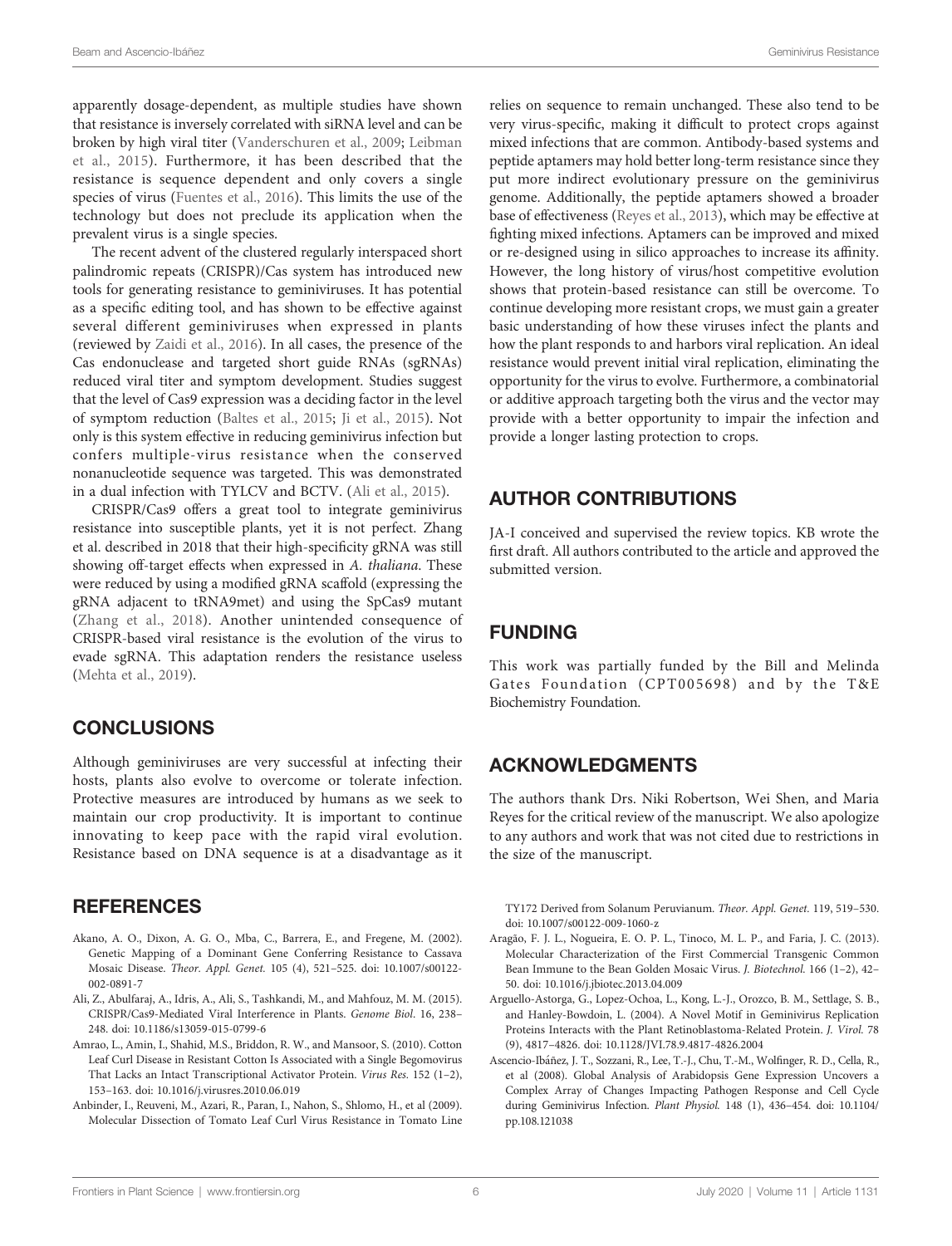apparently dosage-dependent, as multiple studies have shown that resistance is inversely correlated with siRNA level and can be broken by high viral titer (Vanderschuren et al., 2009; Leibman et al., 2015). Furthermore, it has been described that the resistance is sequence dependent and only covers a single species of virus (Fuentes et al., 2016). This limits the use of the technology but does not preclude its application when the prevalent virus is a single species.

The recent advent of the clustered regularly interspaced short palindromic repeats (CRISPR)/Cas system has introduced new tools for generating resistance to geminiviruses. It has potential as a specific editing tool, and has shown to be effective against several different geminiviruses when expressed in plants (reviewed by Zaidi et al., 2016). In all cases, the presence of the Cas endonuclease and targeted short guide RNAs (sgRNAs) reduced viral titer and symptom development. Studies suggest that the level of Cas9 expression was a deciding factor in the level of symptom reduction (Baltes et al., 2015; Ji et al., 2015). Not only is this system effective in reducing geminivirus infection but confers multiple-virus resistance when the conserved nonanucleotide sequence was targeted. This was demonstrated in a dual infection with TYLCV and BCTV. (Ali et al., 2015).

CRISPR/Cas9 offers a great tool to integrate geminivirus resistance into susceptible plants, yet it is not perfect. Zhang et al. described in 2018 that their high-specificity gRNA was still showing off-target effects when expressed in *A. thaliana*. These were reduced by using a modified gRNA scaffold (expressing the gRNA adjacent to tRNA9met) and using the SpCas9 mutant (Zhang et al., 2018). Another unintended consequence of CRISPR-based viral resistance is the evolution of the virus to evade sgRNA. This adaptation renders the resistance useless (Mehta et al., 2019).

## CONCLUSIONS

Although geminiviruses are very successful at infecting their hosts, plants also evolve to overcome or tolerate infection. Protective measures are introduced by humans as we seek to maintain our crop productivity. It is important to continue innovating to keep pace with the rapid viral evolution. Resistance based on DNA sequence is at a disadvantage as it relies on sequence to remain unchanged. These also tend to be very virus-specific, making it difficult to protect crops against mixed infections that are common. Antibody-based systems and peptide aptamers may hold better long-term resistance since they put more indirect evolutionary pressure on the geminivirus genome. Additionally, the peptide aptamers showed a broader base of effectiveness (Reyes et al., 2013), which may be effective at fighting mixed infections. Aptamers can be improved and mixed or re-designed using in silico approaches to increase its affinity. However, the long history of virus/host competitive evolution shows that protein-based resistance can still be overcome. To continue developing more resistant crops, we must gain a greater basic understanding of how these viruses infect the plants and how the plant responds to and harbors viral replication. An ideal resistance would prevent initial viral replication, eliminating the opportunity for the virus to evolve. Furthermore, a combinatorial or additive approach targeting both the virus and the vector may provide with a better opportunity to impair the infection and provide a longer lasting protection to crops.

## AUTHOR CONTRIBUTIONS

JA-I conceived and supervised the review topics. KB wrote the first draft. All authors contributed to the article and approved the submitted version.

## FUNDING

This work was partially funded by the Bill and Melinda Gates Foundation (CPT005698) and by the T&E Biochemistry Foundation.

## ACKNOWLEDGMENTS

The authors thank Drs. Niki Robertson, Wei Shen, and Maria Reyes for the critical review of the manuscript. We also apologize to any authors and work that was not cited due to restrictions in the size of the manuscript.

## REFERENCES

Akano, A. O., Dixon, A. G. O., Mba, C., Barrera, E., and Fregene, M. (2002). Genetic Mapping of a Dominant Gene Conferring Resistance to Cassava Mosaic Disease. *Theor. Appl. Genet.* 105 (4), 521–525. doi: 10.1007/s00122-002-0891-7

Ali, Z., Abulfaraj, A., Idris, A., Ali, S., Tashkandi, M., and Mahfouz, M. M. (2015). CRISPR/Cas9-Mediated Viral Interference in Plants. *Genome Biol.* 16, 238–248. doi: 10.1186/s13059-015-0799-6

Amrao, L., Amin, I., Shahid, M.S., Briddon, R. W., and Mansoor, S. (2010). Cotton Leaf Curl Disease in Resistant Cotton Is Associated with a Single Begomovirus That Lacks an Intact Transcriptional Activator Protein. *Virus Res.* 152 (1–2), 153–163. doi: 10.1016/j.virusres.2010.06.019

Anbinder, I., Reuveni, M., Azari, R., Paran, I., Nahon, S., Shlomo, H., et al (2009). Molecular Dissection of Tomato Leaf Curl Virus Resistance in Tomato Line TY172 Derived from Solanum Peruvianum. *Theor. Appl. Genet.* 119, 519–530. doi: 10.1007/s00122-009-1060-z

Aragão, F. J. L., Nogueira, E. O. P. L., Tinoco, M. L. P., and Faria, J. C. (2013). Molecular Characterization of the First Commercial Transgenic Common Bean Immune to the Bean Golden Mosaic Virus. *J. Biotechnol.* 166 (1–2), 42–50. doi: 10.1016/j.jbiotec.2013.04.009

Arguello-Astorga, G., Lopez-Ochoa, L., Kong, L.-J., Orozco, B. M., Settlage, S. B., and Hanley-Bowdoin, L. (2004). A Novel Motif in Geminivirus Replication Proteins Interacts with the Plant Retinoblastoma-Related Protein. *J. Virol.* 78 (9), 4817–4826. doi: 10.1128/JVI.78.9.4817-4826.2004

Ascencio-Ibáñez, J. T., Sozzani, R., Lee, T.-J., Chu, T.-M., Wolfinger, R. D., Cella, R., et al (2008). Global Analysis of Arabidopsis Gene Expression Uncovers a Complex Array of Changes Impacting Pathogen Response and Cell Cycle during Geminivirus Infection. *Plant Physiol.* 148 (1), 436–454. doi: 10.1104/pp.108.121038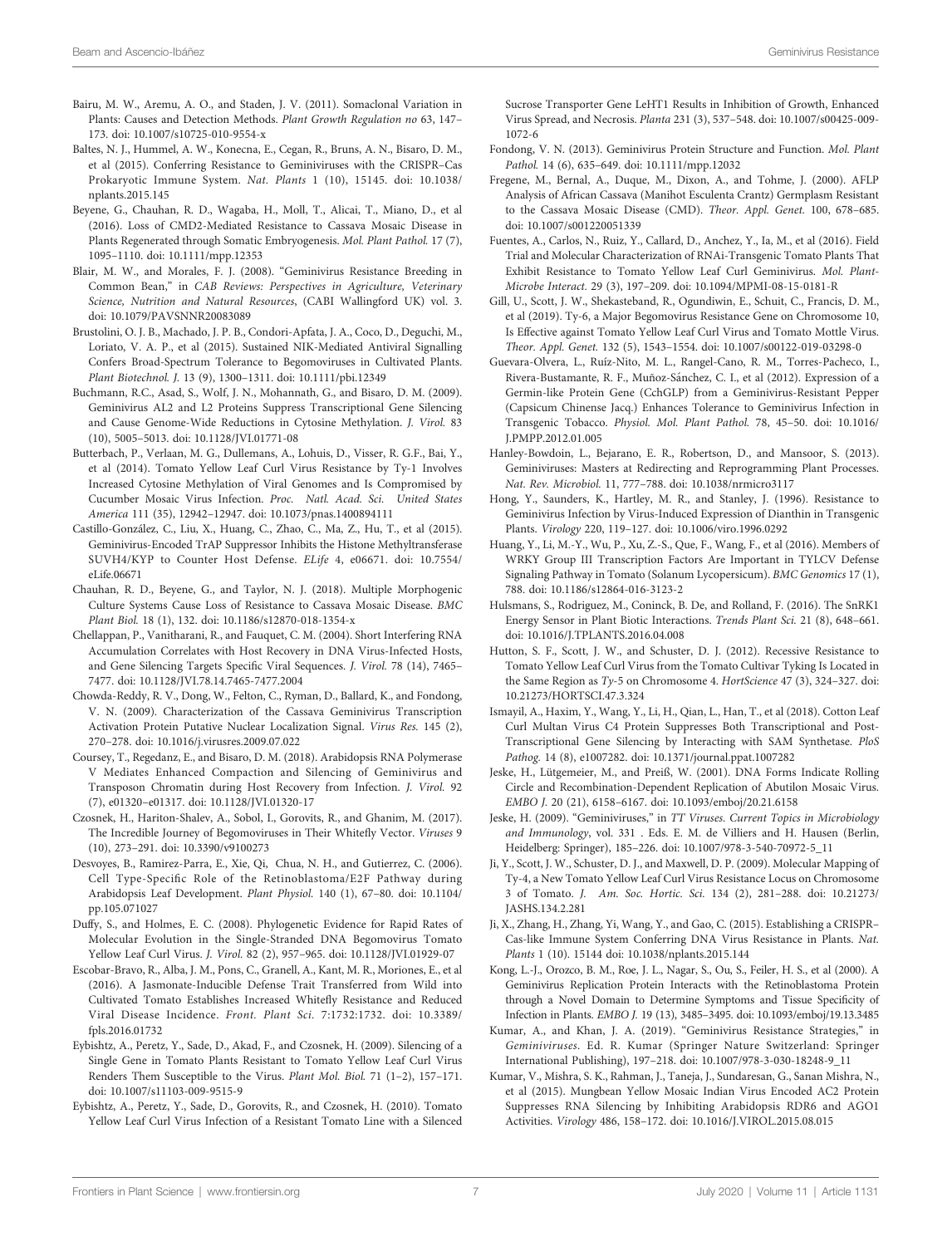Bairu, M. W., Aremu, A. O., and Staden, J. V. (2011). Somaclonal Variation in Plants: Causes and Detection Methods. *Plant Growth Regulation no* 63, 147–173. doi: 10.1007/s10725-010-9554-x

Baltes, N. J., Hummel, A. W., Konecna, E., Cegan, R., Bruns, A. N., Bisaro, D. M., et al (2015). Conferring Resistance to Geminiviruses with the CRISPR–Cas Prokaryotic Immune System. *Nat. Plants* 1 (10), 15145. doi: 10.1038/nplants.2015.145

Beyene, G., Chauhan, R. D., Wagaba, H., Moll, T., Alicai, T., Miano, D., et al (2016). Loss of CMD2-Mediated Resistance to Cassava Mosaic Disease in Plants Regenerated through Somatic Embryogenesis. *Mol. Plant Pathol.* 17 (7), 1095–1110. doi: 10.1111/mpp.12353

Blair, M. W., and Morales, F. J. (2008). "Geminivirus Resistance Breeding in Common Bean," in *CAB Reviews: Perspectives in Agriculture, Veterinary Science, Nutrition and Natural Resources*, (CABI Wallingford UK) vol. 3. doi: 10.1079/PAVSNNR20083089

Brustolini, O. J. B., Machado, J. P. B., Condori-Apfata, J. A., Coco, D., Deguchi, M., Loriato, V. A. P., et al (2015). Sustained NIK-Mediated Antiviral Signalling Confers Broad-Spectrum Tolerance to Begomoviruses in Cultivated Plants. *Plant Biotechnol. J.* 13 (9), 1300–1311. doi: 10.1111/pbi.12349

Buchmann, R.C., Asad, S., Wolf, J. N., Mohannath, G., and Bisaro, D. M. (2009). Geminivirus AL2 and L2 Proteins Suppress Transcriptional Gene Silencing and Cause Genome-Wide Reductions in Cytosine Methylation. *J. Virol.* 83 (10), 5005–5013. doi: 10.1128/JVI.01771-08

Butterbach, P., Verlaan, M. G., Dullemans, A., Lohuis, D., Visser, R. G.F., Bai, Y., et al (2014). Tomato Yellow Leaf Curl Virus Resistance by Ty-1 Involves Increased Cytosine Methylation of Viral Genomes and Is Compromised by Cucumber Mosaic Virus Infection. *Proc. Natl. Acad. Sci. United States America* 111 (35), 12942–12947. doi: 10.1073/pnas.1400894111

Castillo-González, C., Liu, X., Huang, C., Zhao, C., Ma, Z., Hu, T., et al (2015). Geminivirus-Encoded TrAP Suppressor Inhibits the Histone Methyltransferase SUVH4/KYP to Counter Host Defense. *ELife* 4, e06671. doi: 10.7554/eLife.06671

Chauhan, R. D., Beyene, G., and Taylor, N. J. (2018). Multiple Morphogenic Culture Systems Cause Loss of Resistance to Cassava Mosaic Disease. *BMC Plant Biol.* 18 (1), 132. doi: 10.1186/s12870-018-1354-x

Chellappan, P., Vanitharani, R., and Fauquet, C. M. (2004). Short Interfering RNA Accumulation Correlates with Host Recovery in DNA Virus-Infected Hosts, and Gene Silencing Targets Specific Viral Sequences. *J. Virol.* 78 (14), 7465–7477. doi: 10.1128/JVI.78.14.7465-7477.2004

Chowda-Reddy, R. V., Dong, W., Felton, C., Ryman, D., Ballard, K., and Fondong, V. N. (2009). Characterization of the Cassava Geminivirus Transcription Activation Protein Putative Nuclear Localization Signal. *Virus Res.* 145 (2), 270–278. doi: 10.1016/j.virusres.2009.07.022

Coursey, T., Regedanz, E., and Bisaro, D. M. (2018). Arabidopsis RNA Polymerase V Mediates Enhanced Compaction and Silencing of Geminivirus and Transposon Chromatin during Host Recovery from Infection. *J. Virol.* 92 (7), e01320–e01317. doi: 10.1128/JVI.01320-17

Czosnek, H., Hariton-Shalev, A., Sobol, I., Gorovits, R., and Ghanim, M. (2017). The Incredible Journey of Begomoviruses in Their Whitefly Vector. *Viruses* 9 (10), 273–291. doi: 10.3390/v9100273

Desvoyes, B., Ramirez-Parra, E., Xie, Qi, Chua, N. H., and Gutierrez, C. (2006). Cell Type-Specific Role of the Retinoblastoma/E2F Pathway during Arabidopsis Leaf Development. *Plant Physiol.* 140 (1), 67–80. doi: 10.1104/pp.105.071027

Duffy, S., and Holmes, E. C. (2008). Phylogenetic Evidence for Rapid Rates of Molecular Evolution in the Single-Stranded DNA Begomovirus Tomato Yellow Leaf Curl Virus. *J. Virol.* 82 (2), 957–965. doi: 10.1128/JVI.01929-07

Escobar-Bravo, R., Alba, J. M., Pons, C., Granell, A., Kant, M. R., Moriones, E., et al (2016). A Jasmonate-Inducible Defense Trait Transferred from Wild into Cultivated Tomato Establishes Increased Whitefly Resistance and Reduced Viral Disease Incidence. *Front. Plant Sci.* 7:1732:1732. doi: 10.3389/fpls.2016.01732

Eybishtz, A., Peretz, Y., Sade, D., Akad, F., and Czosnek, H. (2009). Silencing of a Single Gene in Tomato Plants Resistant to Tomato Yellow Leaf Curl Virus Renders Them Susceptible to the Virus. *Plant Mol. Biol.* 71 (1–2), 157–171. doi: 10.1007/s11103-009-9515-9

Eybishtz, A., Peretz, Y., Sade, D., Gorovits, R., and Czosnek, H. (2010). Tomato Yellow Leaf Curl Virus Infection of a Resistant Tomato Line with a Silenced Sucrose Transporter Gene LeHT1 Results in Inhibition of Growth, Enhanced Virus Spread, and Necrosis. *Planta* 231 (3), 537–548. doi: 10.1007/s00425-009-1072-6

Fondong, V. N. (2013). Geminivirus Protein Structure and Function. *Mol. Plant Pathol.* 14 (6), 635–649. doi: 10.1111/mpp.12032

Fregene, M., Bernal, A., Duque, M., Dixon, A., and Tohme, J. (2000). AFLP Analysis of African Cassava (Manihot Esculenta Crantz) Germplasm Resistant to the Cassava Mosaic Disease (CMD). *Theor. Appl. Genet.* 100, 678–685. doi: 10.1007/s001220051339

Fuentes, A., Carlos, N., Ruiz, Y., Callard, D., Anchez, Y., Ia, M., et al (2016). Field Trial and Molecular Characterization of RNAi-Transgenic Tomato Plants That Exhibit Resistance to Tomato Yellow Leaf Curl Geminivirus. *Mol. Plant-Microbe Interact.* 29 (3), 197–209. doi: 10.1094/MPMI-08-15-0181-R

Gill, U., Scott, J. W., Shekasteband, R., Ogundiwin, E., Schuit, C., Francis, D. M., et al (2019). Ty-6, a Major Begomovirus Resistance Gene on Chromosome 10, Is Effective against Tomato Yellow Leaf Curl Virus and Tomato Mottle Virus. *Theor. Appl. Genet.* 132 (5), 1543–1554. doi: 10.1007/s00122-019-03298-0

Guevara-Olvera, L., Ruíz-Nito, M. L., Rangel-Cano, R. M., Torres-Pacheco, I., Rivera-Bustamante, R. F., Muñoz-Sánchez, C. I., et al (2012). Expression of a Germin-like Protein Gene (CchGLP) from a Geminivirus-Resistant Pepper (Capsicum Chinense Jacq.) Enhances Tolerance to Geminivirus Infection in Transgenic Tobacco. *Physiol. Mol. Plant Pathol.* 78, 45–50. doi: 10.1016/J.PMPP.2012.01.005

Hanley-Bowdoin, L., Bejarano, E. R., Robertson, D., and Mansoor, S. (2013). Geminiviruses: Masters at Redirecting and Reprogramming Plant Processes. *Nat. Rev. Microbiol.* 11, 777–788. doi: 10.1038/nrmicro3117

Hong, Y., Saunders, K., Hartley, M. R., and Stanley, J. (1996). Resistance to Geminivirus Infection by Virus-Induced Expression of Dianthin in Transgenic Plants. *Virology* 220, 119–127. doi: 10.1006/viro.1996.0292

Huang, Y., Li, M.-Y., Wu, P., Xu, Z.-S., Que, F., Wang, F., et al (2016). Members of WRKY Group III Transcription Factors Are Important in TYLCV Defense Signaling Pathway in Tomato (Solanum Lycopersicum). *BMC Genomics* 17 (1), 788. doi: 10.1186/s12864-016-3123-2

Hulsmans, S., Rodriguez, M., Coninck, B. De, and Rolland, F. (2016). The SnRK1 Energy Sensor in Plant Biotic Interactions. *Trends Plant Sci.* 21 (8), 648–661. doi: 10.1016/J.TPLANTS.2016.04.008

Hutton, S. F., Scott, J. W., and Schuster, D. J. (2012). Recessive Resistance to Tomato Yellow Leaf Curl Virus from the Tomato Cultivar Tyking Is Located in the Same Region as *Ty*-5 on Chromosome 4. *HortScience* 47 (3), 324–327. doi: 10.21273/HORTSCI.47.3.324

Ismayil, A., Haxim, Y., Wang, Y., Li, H., Qian, L., Han, T., et al (2018). Cotton Leaf Curl Multan Virus C4 Protein Suppresses Both Transcriptional and Post-Transcriptional Gene Silencing by Interacting with SAM Synthetase. *PloS Pathog.* 14 (8), e1007282. doi: 10.1371/journal.ppat.1007282

Jeske, H., Lütgemeier, M., and Preiß, W. (2001). DNA Forms Indicate Rolling Circle and Recombination-Dependent Replication of Abutilon Mosaic Virus. *EMBO J.* 20 (21), 6158–6167. doi: 10.1093/emboj/20.21.6158

Jeske, H. (2009). "Geminiviruses," in *TT Viruses. Current Topics in Microbiology and Immunology*, vol. 331 . Eds. E. M. de Villiers and H. Hausen (Berlin, Heidelberg: Springer), 185–226. doi: 10.1007/978-3-540-70972-5_11

Ji, Y., Scott, J. W., Schuster, D. J., and Maxwell, D. P. (2009). Molecular Mapping of Ty-4, a New Tomato Yellow Leaf Curl Virus Resistance Locus on Chromosome 3 of Tomato. *J. Am. Soc. Hortic. Sci.* 134 (2), 281–288. doi: 10.21273/JASHS.134.2.281

Ji, X., Zhang, H., Zhang, Yi, Wang, Y., and Gao, C. (2015). Establishing a CRISPR–Cas-like Immune System Conferring DNA Virus Resistance in Plants. *Nat. Plants* 1 (10). 15144 doi: 10.1038/nplants.2015.144

Kong, L.-J., Orozco, B. M., Roe, J. L., Nagar, S., Ou, S., Feiler, H. S., et al (2000). A Geminivirus Replication Protein Interacts with the Retinoblastoma Protein through a Novel Domain to Determine Symptoms and Tissue Specificity of Infection in Plants. *EMBO J.* 19 (13), 3485–3495. doi: 10.1093/emboj/19.13.3485

Kumar, A., and Khan, J. A. (2019). "Geminivirus Resistance Strategies," in *Geminiviruses*. Ed. R. Kumar (Springer Nature Switzerland: Springer International Publishing), 197–218. doi: 10.1007/978-3-030-18248-9_11

Kumar, V., Mishra, S. K., Rahman, J., Taneja, J., Sundaresan, G., Sanan Mishra, N., et al (2015). Mungbean Yellow Mosaic Indian Virus Encoded AC2 Protein Suppresses RNA Silencing by Inhibiting Arabidopsis RDR6 and AGO1 Activities. *Virology* 486, 158–172. doi: 10.1016/J.VIROL.2015.08.015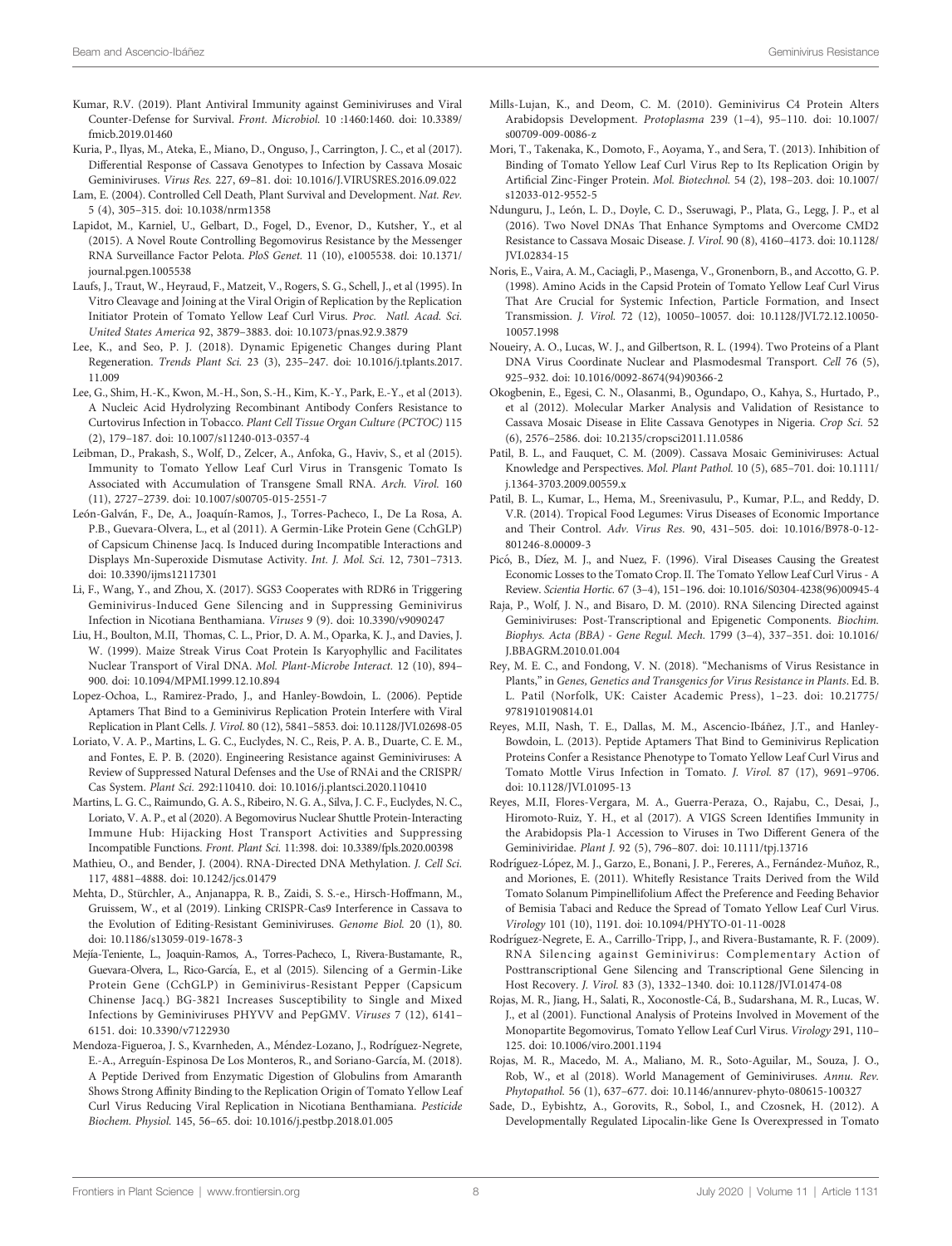Kumar, R.V. (2019). Plant Antiviral Immunity against Geminiviruses and Viral Counter-Defense for Survival. *Front. Microbiol.* 10 :1460:1460. doi: 10.3389/fmicb.2019.01460

Kuria, P., Ilyas, M., Ateka, E., Miano, D., Onguso, J., Carrington, J. C., et al (2017). Differential Response of Cassava Genotypes to Infection by Cassava Mosaic Geminiviruses. *Virus Res.* 227, 69–81. doi: 10.1016/J.VIRUSRES.2016.09.022

Lam, E. (2004). Controlled Cell Death, Plant Survival and Development. *Nat. Rev.* 5 (4), 305–315. doi: 10.1038/nrm1358

Lapidot, M., Karniel, U., Gelbart, D., Fogel, D., Evenor, D., Kutsher, Y., et al (2015). A Novel Route Controlling Begomovirus Resistance by the Messenger RNA Surveillance Factor Pelota. *PloS Genet.* 11 (10), e1005538. doi: 10.1371/journal.pgen.1005538

Laufs, J., Traut, W., Heyraud, F., Matzeit, V., Rogers, S. G., Schell, J., et al (1995). In Vitro Cleavage and Joining at the Viral Origin of Replication by the Replication Initiator Protein of Tomato Yellow Leaf Curl Virus. *Proc. Natl. Acad. Sci. United States America* 92, 3879–3883. doi: 10.1073/pnas.92.9.3879

Lee, K., and Seo, P. J. (2018). Dynamic Epigenetic Changes during Plant Regeneration. *Trends Plant Sci.* 23 (3), 235–247. doi: 10.1016/j.tplants.2017.11.009

Lee, G., Shim, H.-K., Kwon, M.-H., Son, S.-H., Kim, K.-Y., Park, E.-Y., et al (2013). A Nucleic Acid Hydrolyzing Recombinant Antibody Confers Resistance to Curtovirus Infection in Tobacco. *Plant Cell Tissue Organ Culture (PCTOC)* 115 (2), 179–187. doi: 10.1007/s11240-013-0357-4

Leibman, D., Prakash, S., Wolf, D., Zelcer, A., Anfoka, G., Haviv, S., et al (2015). Immunity to Tomato Yellow Leaf Curl Virus in Transgenic Tomato Is Associated with Accumulation of Transgene Small RNA. *Arch. Virol.* 160 (11), 2727–2739. doi: 10.1007/s00705-015-2551-7

León-Galván, F., De, A., Joaquín-Ramos, J., Torres-Pacheco, I., De La Rosa, A. P.B., Guevara-Olvera, L., et al (2011). A Germin-Like Protein Gene (CchGLP) of Capsicum Chinense Jacq. Is Induced during Incompatible Interactions and Displays Mn-Superoxide Dismutase Activity. *Int. J. Mol. Sci.* 12, 7301–7313. doi: 10.3390/ijms12117301

Li, F., Wang, Y., and Zhou, X. (2017). SGS3 Cooperates with RDR6 in Triggering Geminivirus-Induced Gene Silencing and in Suppressing Geminivirus Infection in Nicotiana Benthamiana. *Viruses* 9 (9). doi: 10.3390/v9090247

Liu, H., Boulton, M.II, Thomas, C. L., Prior, D. A. M., Oparka, K. J., and Davies, J. W. (1999). Maize Streak Virus Coat Protein Is Karyophyllic and Facilitates Nuclear Transport of Viral DNA. *Mol. Plant-Microbe Interact.* 12 (10), 894–900. doi: 10.1094/MPMI.1999.12.10.894

Lopez-Ochoa, L., Ramirez-Prado, J., and Hanley-Bowdoin, L. (2006). Peptide Aptamers That Bind to a Geminivirus Replication Protein Interfere with Viral Replication in Plant Cells. *J. Virol.* 80 (12), 5841–5853. doi: 10.1128/JVI.02698-05

Loriato, V. A. P., Martins, L. G. C., Euclydes, N. C., Reis, P. A. B., Duarte, C. E. M., and Fontes, E. P. B. (2020). Engineering Resistance against Geminiviruses: A Review of Suppressed Natural Defenses and the Use of RNAi and the CRISPR/Cas System. *Plant Sci.* 292:110410. doi: 10.1016/j.plantsci.2020.110410

Martins, L. G. C., Raimundo, G. A. S., Ribeiro, N. G. A., Silva, J. C. F., Euclydes, N. C., Loriato, V. A. P., et al (2020). A Begomovirus Nuclear Shuttle Protein-Interacting Immune Hub: Hijacking Host Transport Activities and Suppressing Incompatible Functions. *Front. Plant Sci.* 11:398. doi: 10.3389/fpls.2020.00398

Mathieu, O., and Bender, J. (2004). RNA-Directed DNA Methylation. *J. Cell Sci.* 117, 4881–4888. doi: 10.1242/jcs.01479

Mehta, D., Stürchler, A., Anjanappa, R. B., Zaidi, S. S.-e., Hirsch-Hoffmann, M., Gruissem, W., et al (2019). Linking CRISPR-Cas9 Interference in Cassava to the Evolution of Editing-Resistant Geminiviruses. *Genome Biol.* 20 (1), 80. doi: 10.1186/s13059-019-1678-3

Mejía-Teniente, L., Joaquin-Ramos, J., Torres-Pacheco, I., Rivera-Bustamante, R., Guevara-Olvera, L., Rico-García, E., et al (2015). Silencing of a Germin-Like Protein Gene (CchGLP) in Geminivirus-Resistant Pepper (Capsicum Chinense Jacq.) BG-3821 Increases Susceptibility to Single and Mixed Infections by Geminiviruses PHYVV and PepGMV. *Viruses* 7 (12), 6141–6151. doi: 10.3390/v7122930

Mendoza-Figueroa, J. S., Kvarnheden, A., Méndez-Lozano, J., Rodríguez-Negrete, E.-A., Arreguín-Espinosa De Los Monteros, R., and Soriano-García, M. (2018). A Peptide Derived from Enzymatic Digestion of Globulins from Amaranth Shows Strong Affinity Binding to the Replication Origin of Tomato Yellow Leaf Curl Virus Reducing Viral Replication in Nicotiana Benthamiana. *Pesticide Biochem. Physiol.* 145, 56–65. doi: 10.1016/j.pestbp.2018.01.005

Mills-Lujan, K., and Deom, C. M. (2010). Geminivirus C4 Protein Alters Arabidopsis Development. *Protoplasma* 239 (1–4), 95–110. doi: 10.1007/s00709-009-0086-z

Mori, T., Takenaka, K., Domoto, F., Aoyama, Y., and Sera, T. (2013). Inhibition of Binding of Tomato Yellow Leaf Curl Virus Rep to Its Replication Origin by Artificial Zinc-Finger Protein. *Mol. Biotechnol.* 54 (2), 198–203. doi: 10.1007/s12033-012-9552-5

Ndunguru, J., León, L. D., Doyle, C. D., Sseruwagi, P., Plata, G., Legg, J. P., et al (2016). Two Novel DNAs That Enhance Symptoms and Overcome CMD2 Resistance to Cassava Mosaic Disease. *J. Virol.* 90 (8), 4160–4173. doi: 10.1128/JVI.02834-15

Noris, E., Vaira, A. M., Caciagli, P., Masenga, V., Gronenborn, B., and Accotto, G. P. (1998). Amino Acids in the Capsid Protein of Tomato Yellow Leaf Curl Virus That Are Crucial for Systemic Infection, Particle Formation, and Insect Transmission. *J. Virol.* 72 (12), 10050–10057. doi: 10.1128/JVI.72.12.10050-10057.1998

Noueiry, A. O., Lucas, W. J., and Gilbertson, R. L. (1994). Two Proteins of a Plant DNA Virus Coordinate Nuclear and Plasmodesmal Transport. *Cell* 76 (5), 925–932. doi: 10.1016/0092-8674(94)90366-2

Okogbenin, E., Egesi, C. N., Olasanmi, B., Ogundapo, O., Kahya, S., Hurtado, P., et al (2012). Molecular Marker Analysis and Validation of Resistance to Cassava Mosaic Disease in Elite Cassava Genotypes in Nigeria. *Crop Sci.* 52 (6), 2576–2586. doi: 10.2135/cropsci2011.11.0586

Patil, B. L., and Fauquet, C. M. (2009). Cassava Mosaic Geminiviruses: Actual Knowledge and Perspectives. *Mol. Plant Pathol.* 10 (5), 685–701. doi: 10.1111/j.1364-3703.2009.00559.x

Patil, B. L., Kumar, L., Hema, M., Sreenivasulu, P., Kumar, P.L., and Reddy, D. V.R. (2014). Tropical Food Legumes: Virus Diseases of Economic Importance and Their Control. *Adv. Virus Res.* 90, 431–505. doi: 10.1016/B978-0-12-801246-8.00009-3

Picó, B., Díez, M. J., and Nuez, F. (1996). Viral Diseases Causing the Greatest Economic Losses to the Tomato Crop. II. The Tomato Yellow Leaf Curl Virus - A Review. *Scientia Hortic.* 67 (3–4), 151–196. doi: 10.1016/S0304-4238(96)00945-4

Raja, P., Wolf, J. N., and Bisaro, D. M. (2010). RNA Silencing Directed against Geminiviruses: Post-Transcriptional and Epigenetic Components. *Biochim. Biophys. Acta (BBA) - Gene Regul. Mech.* 1799 (3–4), 337–351. doi: 10.1016/J.BBAGRM.2010.01.004

Rey, M. E. C., and Fondong, V. N. (2018). "Mechanisms of Virus Resistance in Plants," in *Genes, Genetics and Transgenics for Virus Resistance in Plants*. Ed. B. L. Patil (Norfolk, UK: Caister Academic Press), 1–23. doi: 10.21775/9781910190814.01

Reyes, M.II, Nash, T. E., Dallas, M. M., Ascencio-Ibáñez, J.T., and Hanley-Bowdoin, L. (2013). Peptide Aptamers That Bind to Geminivirus Replication Proteins Confer a Resistance Phenotype to Tomato Yellow Leaf Curl Virus and Tomato Mottle Virus Infection in Tomato. *J. Virol.* 87 (17), 9691–9706. doi: 10.1128/JVI.01095-13

Reyes, M.II, Flores-Vergara, M. A., Guerra-Peraza, O., Rajabu, C., Desai, J., Hiromoto-Ruiz, Y. H., et al (2017). A VIGS Screen Identifies Immunity in the Arabidopsis Pla-1 Accession to Viruses in Two Different Genera of the Geminiviridae. *Plant J.* 92 (5), 796–807. doi: 10.1111/tpj.13716

Rodríguez-López, M. J., Garzo, E., Bonani, J. P., Fereres, A., Fernández-Muñoz, R., and Moriones, E. (2011). Whitefly Resistance Traits Derived from the Wild Tomato Solanum Pimpinellifolium Affect the Preference and Feeding Behavior of Bemisia Tabaci and Reduce the Spread of Tomato Yellow Leaf Curl Virus. *Virology* 101 (10), 1191. doi: 10.1094/PHYTO-01-11-0028

Rodríguez-Negrete, E. A., Carrillo-Tripp, J., and Rivera-Bustamante, R. F. (2009). RNA Silencing against Geminivirus: Complementary Action of Posttranscriptional Gene Silencing and Transcriptional Gene Silencing in Host Recovery. *J. Virol.* 83 (3), 1332–1340. doi: 10.1128/JVI.01474-08

Rojas, M. R., Jiang, H., Salati, R., Xoconostle-Cá, B., Sudarshana, M. R., Lucas, W. J., et al (2001). Functional Analysis of Proteins Involved in Movement of the Monopartite Begomovirus, Tomato Yellow Leaf Curl Virus. *Virology* 291, 110–125. doi: 10.1006/viro.2001.1194

Rojas, M. R., Macedo, M. A., Maliano, M. R., Soto-Aguilar, M., Souza, J. O., Rob, W., et al (2018). World Management of Geminiviruses. *Annu. Rev. Phytopathol.* 56 (1), 637–677. doi: 10.1146/annurev-phyto-080615-100327

Sade, D., Eybishtz, A., Gorovits, R., Sobol, I., and Czosnek, H. (2012). A Developmentally Regulated Lipocalin-like Gene Is Overexpressed in Tomato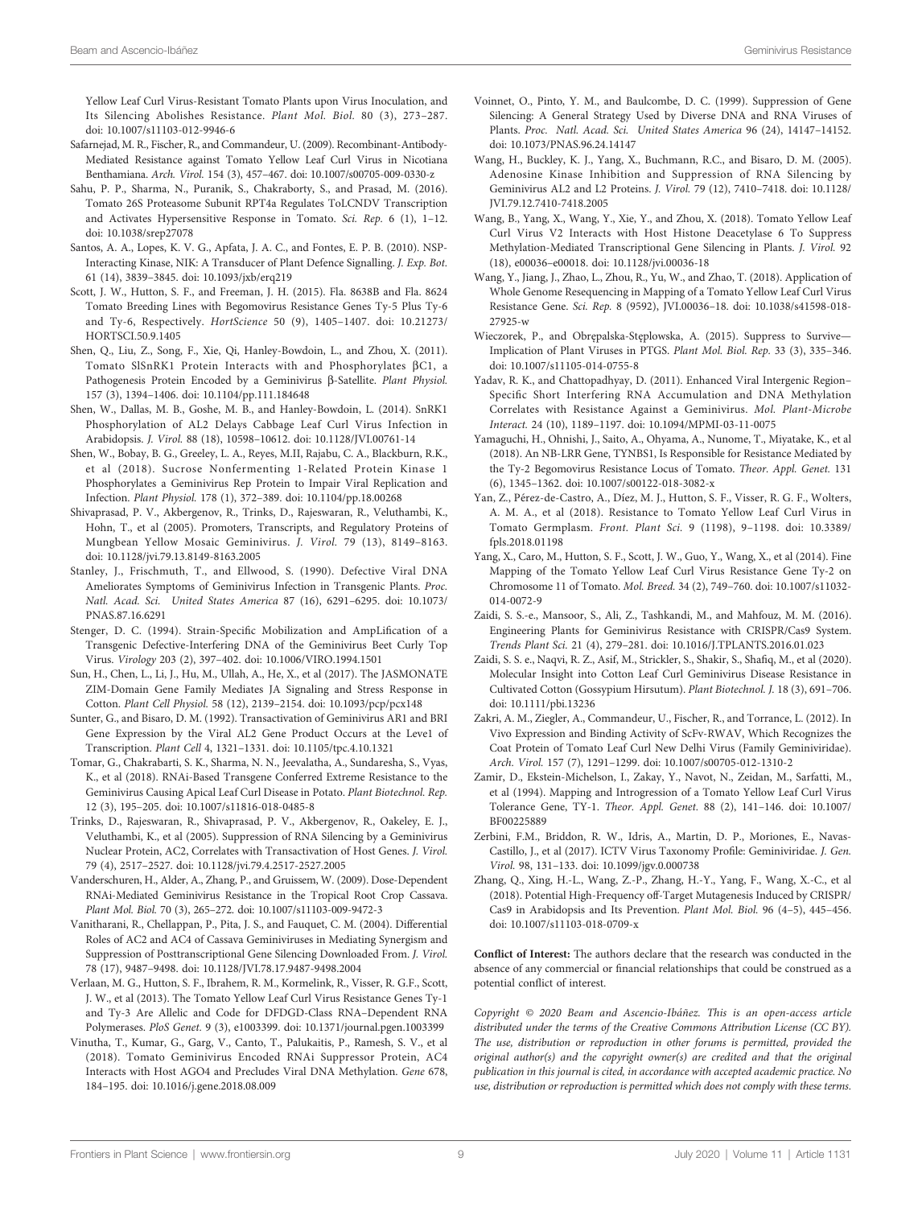Yellow Leaf Curl Virus-Resistant Tomato Plants upon Virus Inoculation, and Its Silencing Abolishes Resistance. *Plant Mol. Biol.* 80 (3), 273–287. doi: 10.1007/s11103-012-9946-6

Safarnejad, M. R., Fischer, R., and Commandeur, U. (2009). Recombinant-Antibody-Mediated Resistance against Tomato Yellow Leaf Curl Virus in Nicotiana Benthamiana. *Arch. Virol.* 154 (3), 457–467. doi: 10.1007/s00705-009-0330-z

Sahu, P. P., Sharma, N., Puranik, S., Chakraborty, S., and Prasad, M. (2016). Tomato 26S Proteasome Subunit RPT4a Regulates ToLCNDV Transcription and Activates Hypersensitive Response in Tomato. *Sci. Rep.* 6 (1), 1–12. doi: 10.1038/srep27078

Santos, A. A., Lopes, K. V. G., Apfata, J. A. C., and Fontes, E. P. B. (2010). NSP-Interacting Kinase, NIK: A Transducer of Plant Defence Signalling. *J. Exp. Bot.* 61 (14), 3839–3845. doi: 10.1093/jxb/erq219

Scott, J. W., Hutton, S. F., and Freeman, J. H. (2015). Fla. 8638B and Fla. 8624 Tomato Breeding Lines with Begomovirus Resistance Genes Ty-5 Plus Ty-6 and Ty-6, Respectively. *HortScience* 50 (9), 1405–1407. doi: 10.21273/HORTSCI.50.9.1405

Shen, Q., Liu, Z., Song, F., Xie, Qi, Hanley-Bowdoin, L., and Zhou, X. (2011). Tomato SlSnRK1 Protein Interacts with and Phosphorylates βC1, a Pathogenesis Protein Encoded by a Geminivirus β-Satellite. *Plant Physiol.* 157 (3), 1394–1406. doi: 10.1104/pp.111.184648

Shen, W., Dallas, M. B., Goshe, M. B., and Hanley-Bowdoin, L. (2014). SnRK1 Phosphorylation of AL2 Delays Cabbage Leaf Curl Virus Infection in Arabidopsis. *J. Virol.* 88 (18), 10598–10612. doi: 10.1128/JVI.00761-14

Shen, W., Bobay, B. G., Greeley, L. A., Reyes, M.II, Rajabu, C. A., Blackburn, R.K., et al (2018). Sucrose Nonfermenting 1-Related Protein Kinase 1 Phosphorylates a Geminivirus Rep Protein to Impair Viral Replication and Infection. *Plant Physiol.* 178 (1), 372–389. doi: 10.1104/pp.18.00268

Shivaprasad, P. V., Akbergenov, R., Trinks, D., Rajeswaran, R., Veluthambi, K., Hohn, T., et al (2005). Promoters, Transcripts, and Regulatory Proteins of Mungbean Yellow Mosaic Geminivirus. *J. Virol.* 79 (13), 8149–8163. doi: 10.1128/jvi.79.13.8149-8163.2005

Stanley, J., Frischmuth, T., and Ellwood, S. (1990). Defective Viral DNA Ameliorates Symptoms of Geminivirus Infection in Transgenic Plants. *Proc. Natl. Acad. Sci. United States America* 87 (16), 6291–6295. doi: 10.1073/PNAS.87.16.6291

Stenger, D. C. (1994). Strain-Specific Mobilization and AmpLification of a Transgenic Defective-Interfering DNA of the Geminivirus Beet Curly Top Virus. *Virology* 203 (2), 397–402. doi: 10.1006/VIRO.1994.1501

Sun, H., Chen, L., Li, J., Hu, M., Ullah, A., He, X., et al (2017). The JASMONATE ZIM-Domain Gene Family Mediates JA Signaling and Stress Response in Cotton. *Plant Cell Physiol.* 58 (12), 2139–2154. doi: 10.1093/pcp/pcx148

Sunter, G., and Bisaro, D. M. (1992). Transactivation of Geminivirus AR1 and BRI Gene Expression by the Viral AL2 Gene Product Occurs at the Leve1 of Transcription. *Plant Cell* 4, 1321–1331. doi: 10.1105/tpc.4.10.1321

Tomar, G., Chakrabarti, S. K., Sharma, N. N., Jeevalatha, A., Sundaresha, S., Vyas, K., et al (2018). RNAi-Based Transgene Conferred Extreme Resistance to the Geminivirus Causing Apical Leaf Curl Disease in Potato. *Plant Biotechnol. Rep.* 12 (3), 195–205. doi: 10.1007/s11816-018-0485-8

Trinks, D., Rajeswaran, R., Shivaprasad, P. V., Akbergenov, R., Oakeley, E. J., Veluthambi, K., et al (2005). Suppression of RNA Silencing by a Geminivirus Nuclear Protein, AC2, Correlates with Transactivation of Host Genes. *J. Virol.* 79 (4), 2517–2527. doi: 10.1128/jvi.79.4.2517-2527.2005

Vanderschuren, H., Alder, A., Zhang, P., and Gruissem, W. (2009). Dose-Dependent RNAi-Mediated Geminivirus Resistance in the Tropical Root Crop Cassava. *Plant Mol. Biol.* 70 (3), 265–272. doi: 10.1007/s11103-009-9472-3

Vanitharani, R., Chellappan, P., Pita, J. S., and Fauquet, C. M. (2004). Differential Roles of AC2 and AC4 of Cassava Geminiviruses in Mediating Synergism and Suppression of Posttranscriptional Gene Silencing Downloaded From. *J. Virol.* 78 (17), 9487–9498. doi: 10.1128/JVI.78.17.9487-9498.2004

Verlaan, M. G., Hutton, S. F., Ibrahem, R. M., Kormelink, R., Visser, R. G.F., Scott, J. W., et al (2013). The Tomato Yellow Leaf Curl Virus Resistance Genes Ty-1 and Ty-3 Are Allelic and Code for DFDGD-Class RNA–Dependent RNA Polymerases. *PloS Genet.* 9 (3), e1003399. doi: 10.1371/journal.pgen.1003399

Vinutha, T., Kumar, G., Garg, V., Canto, T., Palukaitis, P., Ramesh, S. V., et al (2018). Tomato Geminivirus Encoded RNAi Suppressor Protein, AC4 Interacts with Host AGO4 and Precludes Viral DNA Methylation. *Gene* 678, 184–195. doi: 10.1016/j.gene.2018.08.009

Voinnet, O., Pinto, Y. M., and Baulcombe, D. C. (1999). Suppression of Gene Silencing: A General Strategy Used by Diverse DNA and RNA Viruses of Plants. *Proc. Natl. Acad. Sci. United States America* 96 (24), 14147–14152. doi: 10.1073/PNAS.96.24.14147

Wang, H., Buckley, K. J., Yang, X., Buchmann, R.C., and Bisaro, D. M. (2005). Adenosine Kinase Inhibition and Suppression of RNA Silencing by Geminivirus AL2 and L2 Proteins. *J. Virol.* 79 (12), 7410–7418. doi: 10.1128/JVI.79.12.7410-7418.2005

Wang, B., Yang, X., Wang, Y., Xie, Y., and Zhou, X. (2018). Tomato Yellow Leaf Curl Virus V2 Interacts with Host Histone Deacetylase 6 To Suppress Methylation-Mediated Transcriptional Gene Silencing in Plants. *J. Virol.* 92 (18), e00036–e00018. doi: 10.1128/jvi.00036-18

Wang, Y., Jiang, J., Zhao, L., Zhou, R., Yu, W., and Zhao, T. (2018). Application of Whole Genome Resequencing in Mapping of a Tomato Yellow Leaf Curl Virus Resistance Gene. *Sci. Rep.* 8 (9592), JVI.00036–18. doi: 10.1038/s41598-018-27925-w

Wieczorek, P., and Obrępalska-Stęplowska, A. (2015). Suppress to Survive—Implication of Plant Viruses in PTGS. *Plant Mol. Biol. Rep.* 33 (3), 335–346. doi: 10.1007/s11105-014-0755-8

Yadav, R. K., and Chattopadhyay, D. (2011). Enhanced Viral Intergenic Region–Specific Short Interfering RNA Accumulation and DNA Methylation Correlates with Resistance Against a Geminivirus. *Mol. Plant-Microbe Interact.* 24 (10), 1189–1197. doi: 10.1094/MPMI-03-11-0075

Yamaguchi, H., Ohnishi, J., Saito, A., Ohyama, A., Nunome, T., Miyatake, K., et al (2018). An NB-LRR Gene, TYNBS1, Is Responsible for Resistance Mediated by the Ty-2 Begomovirus Resistance Locus of Tomato. *Theor. Appl. Genet.* 131 (6), 1345–1362. doi: 10.1007/s00122-018-3082-x

Yan, Z., Pérez-de-Castro, A., Díez, M. J., Hutton, S. F., Visser, R. G. F., Wolters, A. M. A., et al (2018). Resistance to Tomato Yellow Leaf Curl Virus in Tomato Germplasm. *Front. Plant Sci.* 9 (1198), 9–1198. doi: 10.3389/fpls.2018.01198

Yang, X., Caro, M., Hutton, S. F., Scott, J. W., Guo, Y., Wang, X., et al (2014). Fine Mapping of the Tomato Yellow Leaf Curl Virus Resistance Gene Ty-2 on Chromosome 11 of Tomato. *Mol. Breed.* 34 (2), 749–760. doi: 10.1007/s11032-014-0072-9

Zaidi, S. S.-e., Mansoor, S., Ali, Z., Tashkandi, M., and Mahfouz, M. M. (2016). Engineering Plants for Geminivirus Resistance with CRISPR/Cas9 System. *Trends Plant Sci.* 21 (4), 279–281. doi: 10.1016/J.TPLANTS.2016.01.023

Zaidi, S. S. e., Naqvi, R. Z., Asif, M., Strickler, S., Shakir, S., Shafiq, M., et al (2020). Molecular Insight into Cotton Leaf Curl Geminivirus Disease Resistance in Cultivated Cotton (Gossypium Hirsutum). *Plant Biotechnol. J.* 18 (3), 691–706. doi: 10.1111/pbi.13236

Zakri, A. M., Ziegler, A., Commandeur, U., Fischer, R., and Torrance, L. (2012). In Vivo Expression and Binding Activity of ScFv-RWAV, Which Recognizes the Coat Protein of Tomato Leaf Curl New Delhi Virus (Family Geminiviridae). *Arch. Virol.* 157 (7), 1291–1299. doi: 10.1007/s00705-012-1310-2

Zamir, D., Ekstein-Michelson, I., Zakay, Y., Navot, N., Zeidan, M., Sarfatti, M., et al (1994). Mapping and Introgression of a Tomato Yellow Leaf Curl Virus Tolerance Gene, TY-1. *Theor. Appl. Genet.* 88 (2), 141–146. doi: 10.1007/BF00225889

Zerbini, F.M., Briddon, R. W., Idris, A., Martin, D. P., Moriones, E., Navas-Castillo, J., et al (2017). ICTV Virus Taxonomy Profile: Geminiviridae. *J. Gen. Virol.* 98, 131–133. doi: 10.1099/jgv.0.000738

Zhang, Q., Xing, H.-L., Wang, Z.-P., Zhang, H.-Y., Yang, F., Wang, X.-C., et al (2018). Potential High-Frequency off-Target Mutagenesis Induced by CRISPR/Cas9 in Arabidopsis and Its Prevention. *Plant Mol. Biol.* 96 (4–5), 445–456. doi: 10.1007/s11103-018-0709-x

**Conflict of Interest:** The authors declare that the research was conducted in the absence of any commercial or financial relationships that could be construed as a potential conflict of interest.

*Copyright © 2020 Beam and Ascencio-Ibáñez. This is an open-access article distributed under the terms of the Creative Commons Attribution License (CC BY). The use, distribution or reproduction in other forums is permitted, provided the original author(s) and the copyright owner(s) are credited and that the original publication in this journal is cited, in accordance with accepted academic practice. No use, distribution or reproduction is permitted which does not comply with these terms.*